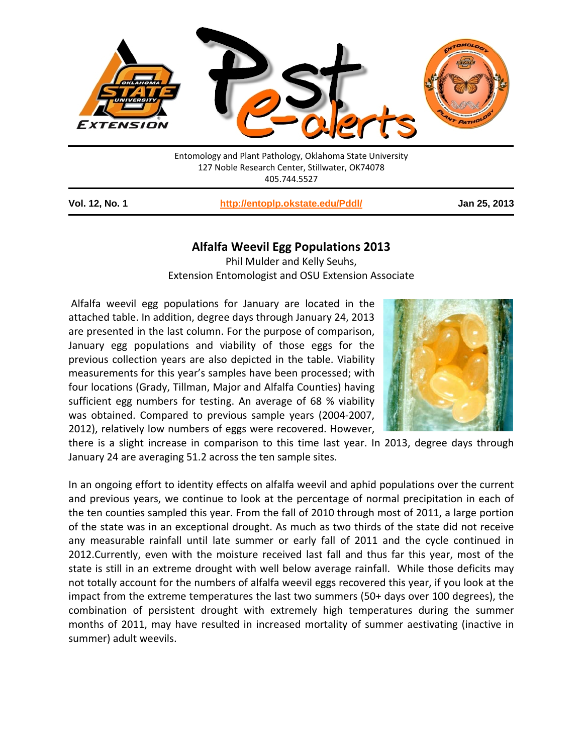Entomology and Plant Pathology, Oklahoma State University
127 Noble Research Center, Stillwater, OK74078
405.744.5527

**Vol. 12, No. 1** | **http://entoplp.okstate.edu/Pddl/** | **Jan 25, 2013**

# Alfalfa Weevil Egg Populations 2013

Phil Mulder and Kelly Seuhs,
Extension Entomologist and OSU Extension Associate

Alfalfa weevil egg populations for January are located in the attached table. In addition, degree days through January 24, 2013 are presented in the last column. For the purpose of comparison, January egg populations and viability of those eggs for the previous collection years are also depicted in the table. Viability measurements for this year's samples have been processed; with four locations (Grady, Tillman, Major and Alfalfa Counties) having sufficient egg numbers for testing. An average of 68 % viability was obtained. Compared to previous sample years (2004-2007, 2012), relatively low numbers of eggs were recovered. However, there is a slight increase in comparison to this time last year. In 2013, degree days through January 24 are averaging 51.2 across the ten sample sites.

In an ongoing effort to identity effects on alfalfa weevil and aphid populations over the current and previous years, we continue to look at the percentage of normal precipitation in each of the ten counties sampled this year. From the fall of 2010 through most of 2011, a large portion of the state was in an exceptional drought. As much as two thirds of the state did not receive any measurable rainfall until late summer or early fall of 2011 and the cycle continued in 2012.Currently, even with the moisture received last fall and thus far this year, most of the state is still in an extreme drought with well below average rainfall. While those deficits may not totally account for the numbers of alfalfa weevil eggs recovered this year, if you look at the impact from the extreme temperatures the last two summers (50+ days over 100 degrees), the combination of persistent drought with extremely high temperatures during the summer months of 2011, may have resulted in increased mortality of summer aestivating (inactive in summer) adult weevils.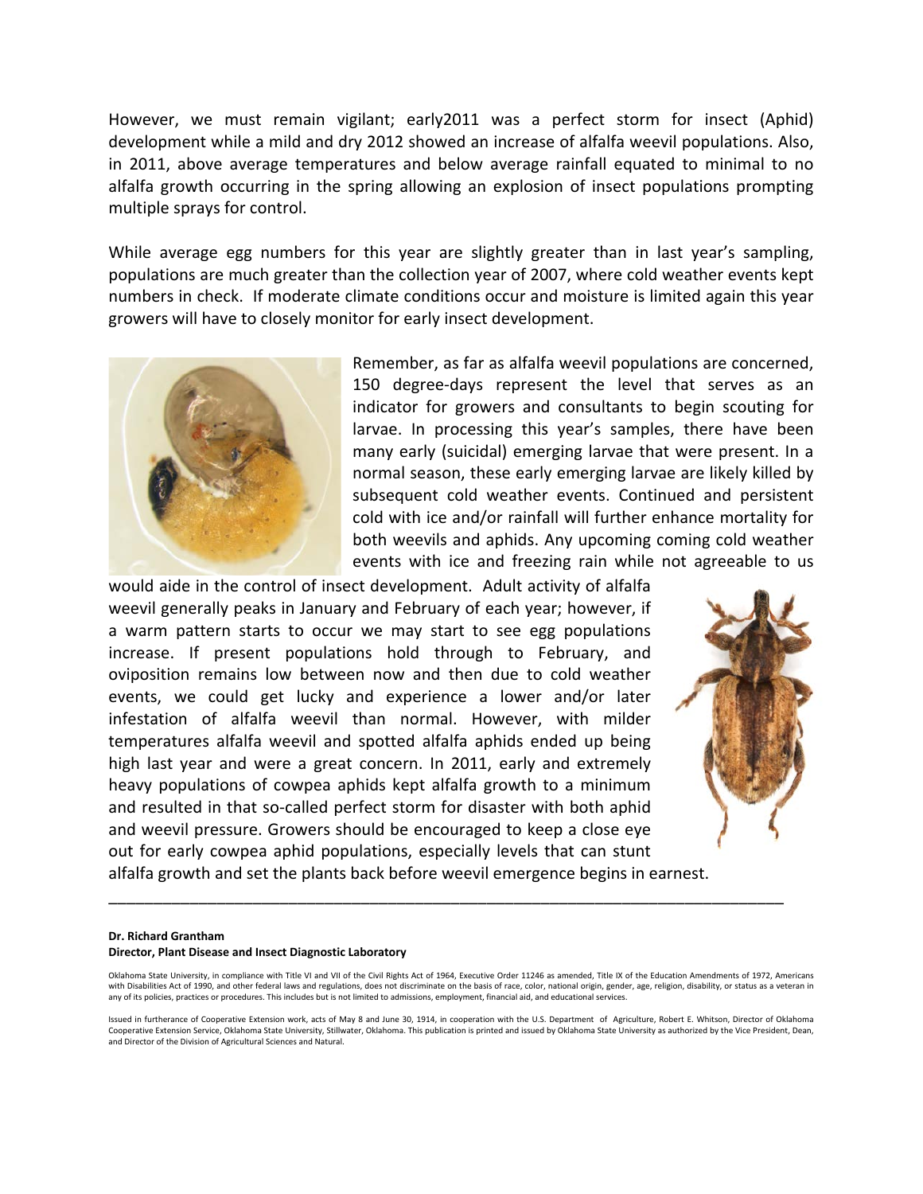However, we must remain vigilant; early2011 was a perfect storm for insect (Aphid) development while a mild and dry 2012 showed an increase of alfalfa weevil populations. Also, in 2011, above average temperatures and below average rainfall equated to minimal to no alfalfa growth occurring in the spring allowing an explosion of insect populations prompting multiple sprays for control.

While average egg numbers for this year are slightly greater than in last year's sampling, populations are much greater than the collection year of 2007, where cold weather events kept numbers in check. If moderate climate conditions occur and moisture is limited again this year growers will have to closely monitor for early insect development.

Remember, as far as alfalfa weevil populations are concerned, 150 degree-days represent the level that serves as an indicator for growers and consultants to begin scouting for larvae. In processing this year's samples, there have been many early (suicidal) emerging larvae that were present. In a normal season, these early emerging larvae are likely killed by subsequent cold weather events. Continued and persistent cold with ice and/or rainfall will further enhance mortality for both weevils and aphids. Any upcoming coming cold weather events with ice and freezing rain while not agreeable to us would aide in the control of insect development. Adult activity of alfalfa weevil generally peaks in January and February of each year; however, if a warm pattern starts to occur we may start to see egg populations increase. If present populations hold through to February, and oviposition remains low between now and then due to cold weather events, we could get lucky and experience a lower and/or later infestation of alfalfa weevil than normal. However, with milder temperatures alfalfa weevil and spotted alfalfa aphids ended up being high last year and were a great concern. In 2011, early and extremely heavy populations of cowpea aphids kept alfalfa growth to a minimum and resulted in that so-called perfect storm for disaster with both aphid and weevil pressure. Growers should be encouraged to keep a close eye out for early cowpea aphid populations, especially levels that can stunt alfalfa growth and set the plants back before weevil emergence begins in earnest.

---

**Dr. Richard Grantham**
**Director, Plant Disease and Insect Diagnostic Laboratory**

Oklahoma State University, in compliance with Title VI and VII of the Civil Rights Act of 1964, Executive Order 11246 as amended, Title IX of the Education Amendments of 1972, Americans with Disabilities Act of 1990, and other federal laws and regulations, does not discriminate on the basis of race, color, national origin, gender, age, religion, disability, or status as a veteran in any of its policies, practices or procedures. This includes but is not limited to admissions, employment, financial aid, and educational services.

Issued in furtherance of Cooperative Extension work, acts of May 8 and June 30, 1914, in cooperation with the U.S. Department of Agriculture, Robert E. Whitson, Director of Oklahoma Cooperative Extension Service, Oklahoma State University, Stillwater, Oklahoma. This publication is printed and issued by Oklahoma State University as authorized by the Vice President, Dean, and Director of the Division of Agricultural Sciences and Natural.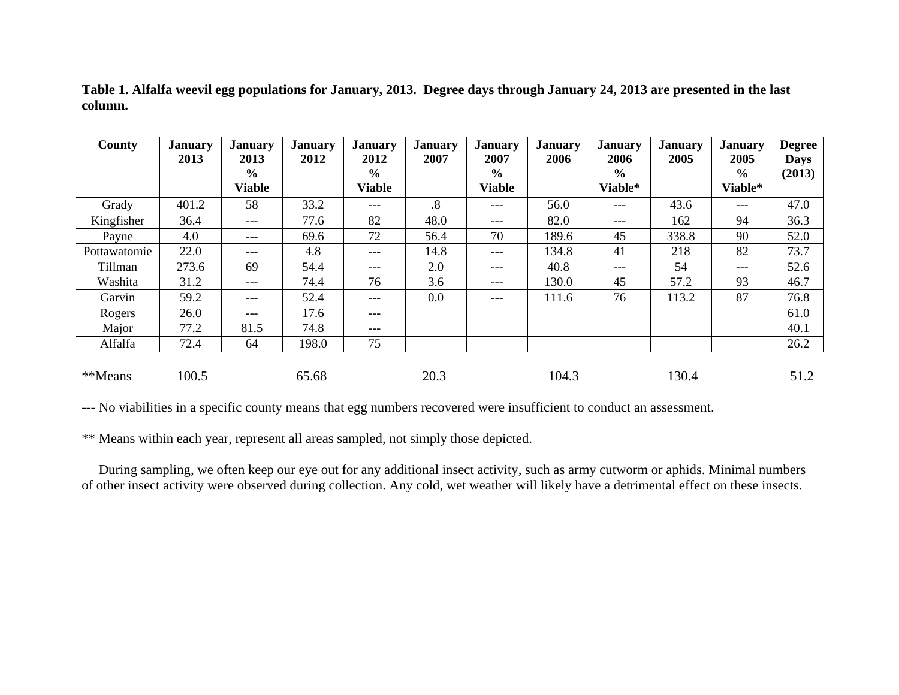**Table 1. Alfalfa weevil egg populations for January, 2013. Degree days through January 24, 2013 are presented in the last column.**

| County | January 2013 | January 2013 % Viable | January 2012 | January 2012 % Viable | January 2007 | January 2007 % Viable | January 2006 | January 2006 % Viable* | January 2005 | January 2005 % Viable* | Degree Days (2013) |
|---|---|---|---|---|---|---|---|---|---|---|---|
| Grady | 401.2 | 58 | 33.2 | --- | .8 | --- | 56.0 | --- | 43.6 | --- | 47.0 |
| Kingfisher | 36.4 | --- | 77.6 | 82 | 48.0 | --- | 82.0 | --- | 162 | 94 | 36.3 |
| Payne | 4.0 | --- | 69.6 | 72 | 56.4 | 70 | 189.6 | 45 | 338.8 | 90 | 52.0 |
| Pottawatomie | 22.0 | --- | 4.8 | --- | 14.8 | --- | 134.8 | 41 | 218 | 82 | 73.7 |
| Tillman | 273.6 | 69 | 54.4 | --- | 2.0 | --- | 40.8 | --- | 54 | --- | 52.6 |
| Washita | 31.2 | --- | 74.4 | 76 | 3.6 | --- | 130.0 | 45 | 57.2 | 93 | 46.7 |
| Garvin | 59.2 | --- | 52.4 | --- | 0.0 | --- | 111.6 | 76 | 113.2 | 87 | 76.8 |
| Rogers | 26.0 | --- | 17.6 | --- | | | | | | | 61.0 |
| Major | 77.2 | 81.5 | 74.8 | --- | | | | | | | 40.1 |
| Alfalfa | 72.4 | 64 | 198.0 | 75 | | | | | | | 26.2 |
| **Means | 100.5 | | 65.68 | | 20.3 | | 104.3 | | 130.4 | | 51.2 |

--- No viabilities in a specific county means that egg numbers recovered were insufficient to conduct an assessment.

** Means within each year, represent all areas sampled, not simply those depicted.

During sampling, we often keep our eye out for any additional insect activity, such as army cutworm or aphids. Minimal numbers of other insect activity were observed during collection. Any cold, wet weather will likely have a detrimental effect on these insects.